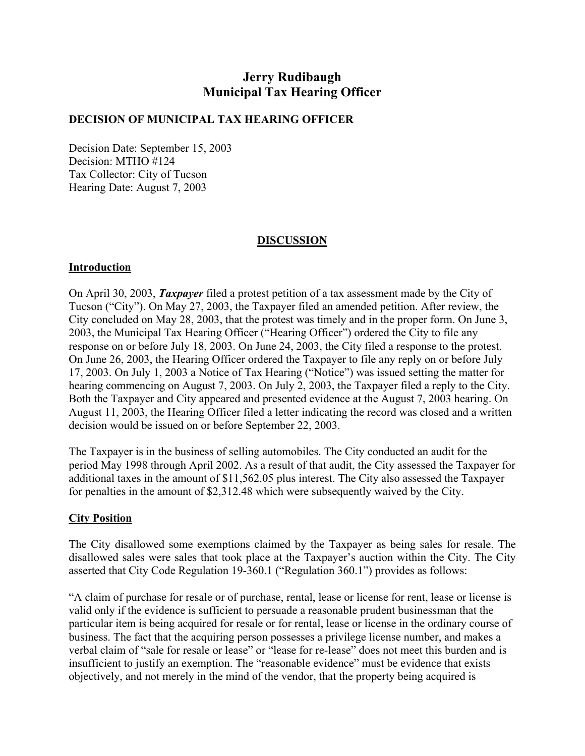# Jerry Rudibaugh
# Municipal Tax Hearing Officer

**DECISION OF MUNICIPAL TAX HEARING OFFICER**

Decision Date: September 15, 2003
Decision: MTHO #124
Tax Collector: City of Tucson
Hearing Date: August 7, 2003

## DISCUSSION

### Introduction

On April 30, 2003, ***Taxpayer*** filed a protest petition of a tax assessment made by the City of Tucson ("City"). On May 27, 2003, the Taxpayer filed an amended petition. After review, the City concluded on May 28, 2003, that the protest was timely and in the proper form. On June 3, 2003, the Municipal Tax Hearing Officer ("Hearing Officer") ordered the City to file any response on or before July 18, 2003. On June 24, 2003, the City filed a response to the protest. On June 26, 2003, the Hearing Officer ordered the Taxpayer to file any reply on or before July 17, 2003. On July 1, 2003 a Notice of Tax Hearing ("Notice") was issued setting the matter for hearing commencing on August 7, 2003. On July 2, 2003, the Taxpayer filed a reply to the City. Both the Taxpayer and City appeared and presented evidence at the August 7, 2003 hearing. On August 11, 2003, the Hearing Officer filed a letter indicating the record was closed and a written decision would be issued on or before September 22, 2003.

The Taxpayer is in the business of selling automobiles. The City conducted an audit for the period May 1998 through April 2002. As a result of that audit, the City assessed the Taxpayer for additional taxes in the amount of $11,562.05 plus interest. The City also assessed the Taxpayer for penalties in the amount of $2,312.48 which were subsequently waived by the City.

### City Position

The City disallowed some exemptions claimed by the Taxpayer as being sales for resale. The disallowed sales were sales that took place at the Taxpayer's auction within the City. The City asserted that City Code Regulation 19-360.1 ("Regulation 360.1") provides as follows:

"A claim of purchase for resale or of purchase, rental, lease or license for rent, lease or license is valid only if the evidence is sufficient to persuade a reasonable prudent businessman that the particular item is being acquired for resale or for rental, lease or license in the ordinary course of business. The fact that the acquiring person possesses a privilege license number, and makes a verbal claim of "sale for resale or lease" or "lease for re-lease" does not meet this burden and is insufficient to justify an exemption. The "reasonable evidence" must be evidence that exists objectively, and not merely in the mind of the vendor, that the property being acquired is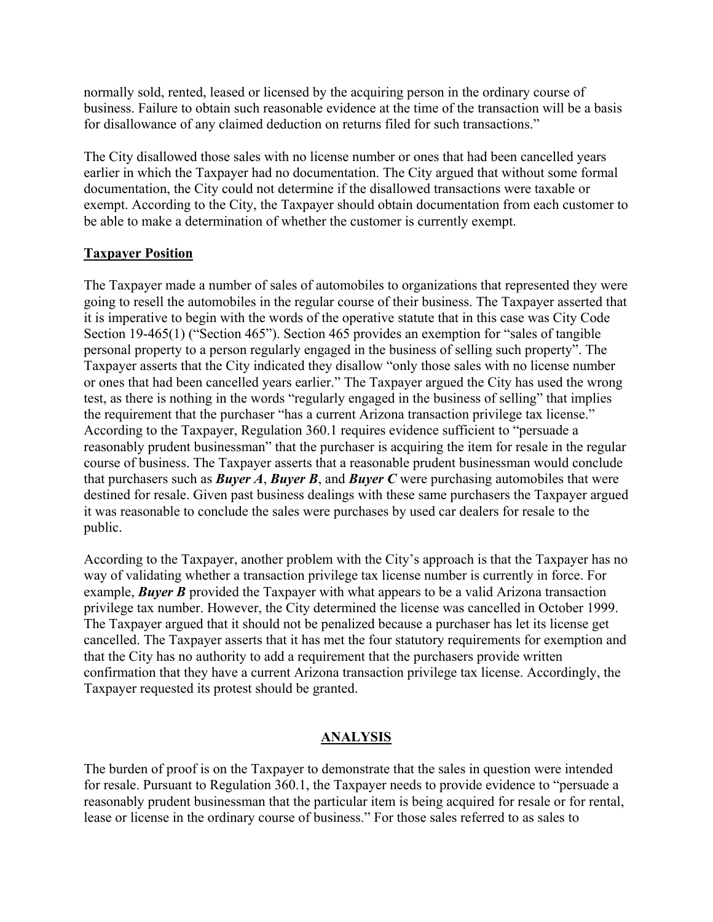normally sold, rented, leased or licensed by the acquiring person in the ordinary course of business. Failure to obtain such reasonable evidence at the time of the transaction will be a basis for disallowance of any claimed deduction on returns filed for such transactions."

The City disallowed those sales with no license number or ones that had been cancelled years earlier in which the Taxpayer had no documentation. The City argued that without some formal documentation, the City could not determine if the disallowed transactions were taxable or exempt. According to the City, the Taxpayer should obtain documentation from each customer to be able to make a determination of whether the customer is currently exempt.

## Taxpayer Position

The Taxpayer made a number of sales of automobiles to organizations that represented they were going to resell the automobiles in the regular course of their business. The Taxpayer asserted that it is imperative to begin with the words of the operative statute that in this case was City Code Section 19-465(1) ("Section 465"). Section 465 provides an exemption for "sales of tangible personal property to a person regularly engaged in the business of selling such property". The Taxpayer asserts that the City indicated they disallow "only those sales with no license number or ones that had been cancelled years earlier." The Taxpayer argued the City has used the wrong test, as there is nothing in the words "regularly engaged in the business of selling" that implies the requirement that the purchaser "has a current Arizona transaction privilege tax license." According to the Taxpayer, Regulation 360.1 requires evidence sufficient to "persuade a reasonably prudent businessman" that the purchaser is acquiring the item for resale in the regular course of business. The Taxpayer asserts that a reasonable prudent businessman would conclude that purchasers such as ***Buyer A***, ***Buyer B***, and ***Buyer C*** were purchasing automobiles that were destined for resale. Given past business dealings with these same purchasers the Taxpayer argued it was reasonable to conclude the sales were purchases by used car dealers for resale to the public.

According to the Taxpayer, another problem with the City's approach is that the Taxpayer has no way of validating whether a transaction privilege tax license number is currently in force. For example, ***Buyer B*** provided the Taxpayer with what appears to be a valid Arizona transaction privilege tax number. However, the City determined the license was cancelled in October 1999. The Taxpayer argued that it should not be penalized because a purchaser has let its license get cancelled. The Taxpayer asserts that it has met the four statutory requirements for exemption and that the City has no authority to add a requirement that the purchasers provide written confirmation that they have a current Arizona transaction privilege tax license. Accordingly, the Taxpayer requested its protest should be granted.

## ANALYSIS

The burden of proof is on the Taxpayer to demonstrate that the sales in question were intended for resale. Pursuant to Regulation 360.1, the Taxpayer needs to provide evidence to "persuade a reasonably prudent businessman that the particular item is being acquired for resale or for rental, lease or license in the ordinary course of business." For those sales referred to as sales to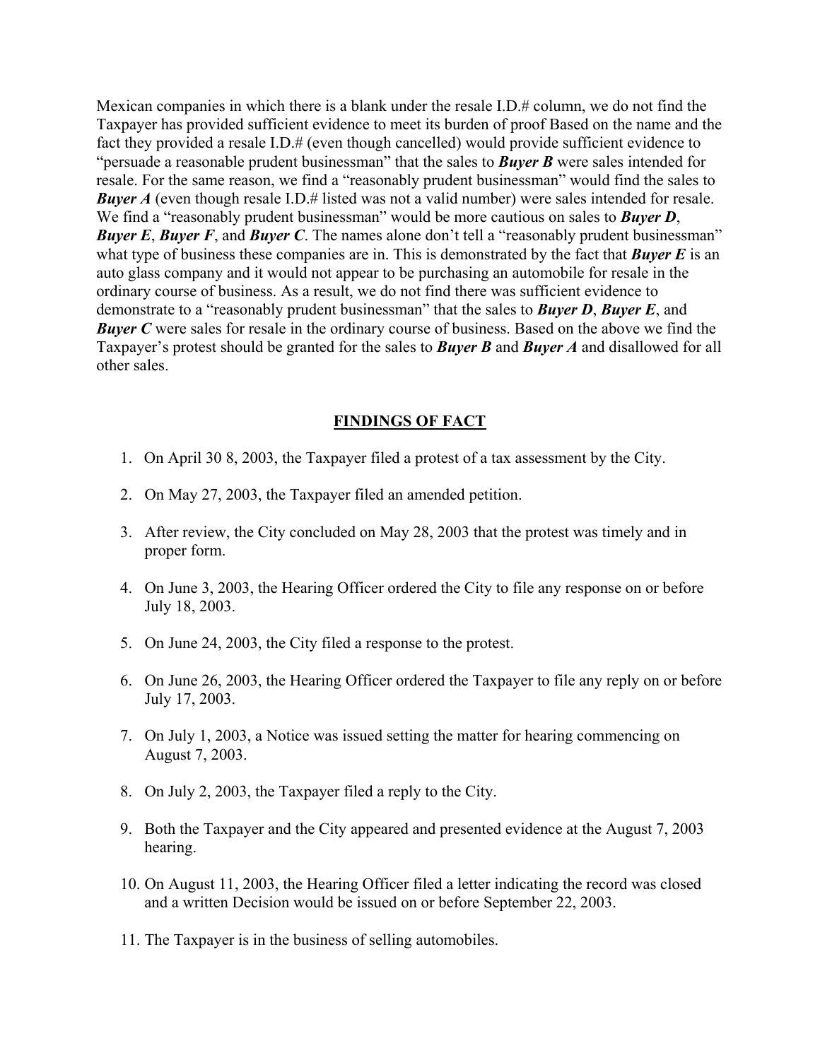Mexican companies in which there is a blank under the resale I.D.# column, we do not find the Taxpayer has provided sufficient evidence to meet its burden of proof Based on the name and the fact they provided a resale I.D.# (even though cancelled) would provide sufficient evidence to "persuade a reasonable prudent businessman" that the sales to ***Buyer B*** were sales intended for resale. For the same reason, we find a "reasonably prudent businessman" would find the sales to ***Buyer A*** (even though resale I.D.# listed was not a valid number) were sales intended for resale. We find a "reasonably prudent businessman" would be more cautious on sales to ***Buyer D***, ***Buyer E***, ***Buyer F***, and ***Buyer C***. The names alone don't tell a "reasonably prudent businessman" what type of business these companies are in. This is demonstrated by the fact that ***Buyer E*** is an auto glass company and it would not appear to be purchasing an automobile for resale in the ordinary course of business. As a result, we do not find there was sufficient evidence to demonstrate to a "reasonably prudent businessman" that the sales to ***Buyer D***, ***Buyer E***, and ***Buyer C*** were sales for resale in the ordinary course of business. Based on the above we find the Taxpayer's protest should be granted for the sales to ***Buyer B*** and ***Buyer A*** and disallowed for all other sales.

## FINDINGS OF FACT

1. On April 30 8, 2003, the Taxpayer filed a protest of a tax assessment by the City.
2. On May 27, 2003, the Taxpayer filed an amended petition.
3. After review, the City concluded on May 28, 2003 that the protest was timely and in proper form.
4. On June 3, 2003, the Hearing Officer ordered the City to file any response on or before July 18, 2003.
5. On June 24, 2003, the City filed a response to the protest.
6. On June 26, 2003, the Hearing Officer ordered the Taxpayer to file any reply on or before July 17, 2003.
7. On July 1, 2003, a Notice was issued setting the matter for hearing commencing on August 7, 2003.
8. On July 2, 2003, the Taxpayer filed a reply to the City.
9. Both the Taxpayer and the City appeared and presented evidence at the August 7, 2003 hearing.
10. On August 11, 2003, the Hearing Officer filed a letter indicating the record was closed and a written Decision would be issued on or before September 22, 2003.
11. The Taxpayer is in the business of selling automobiles.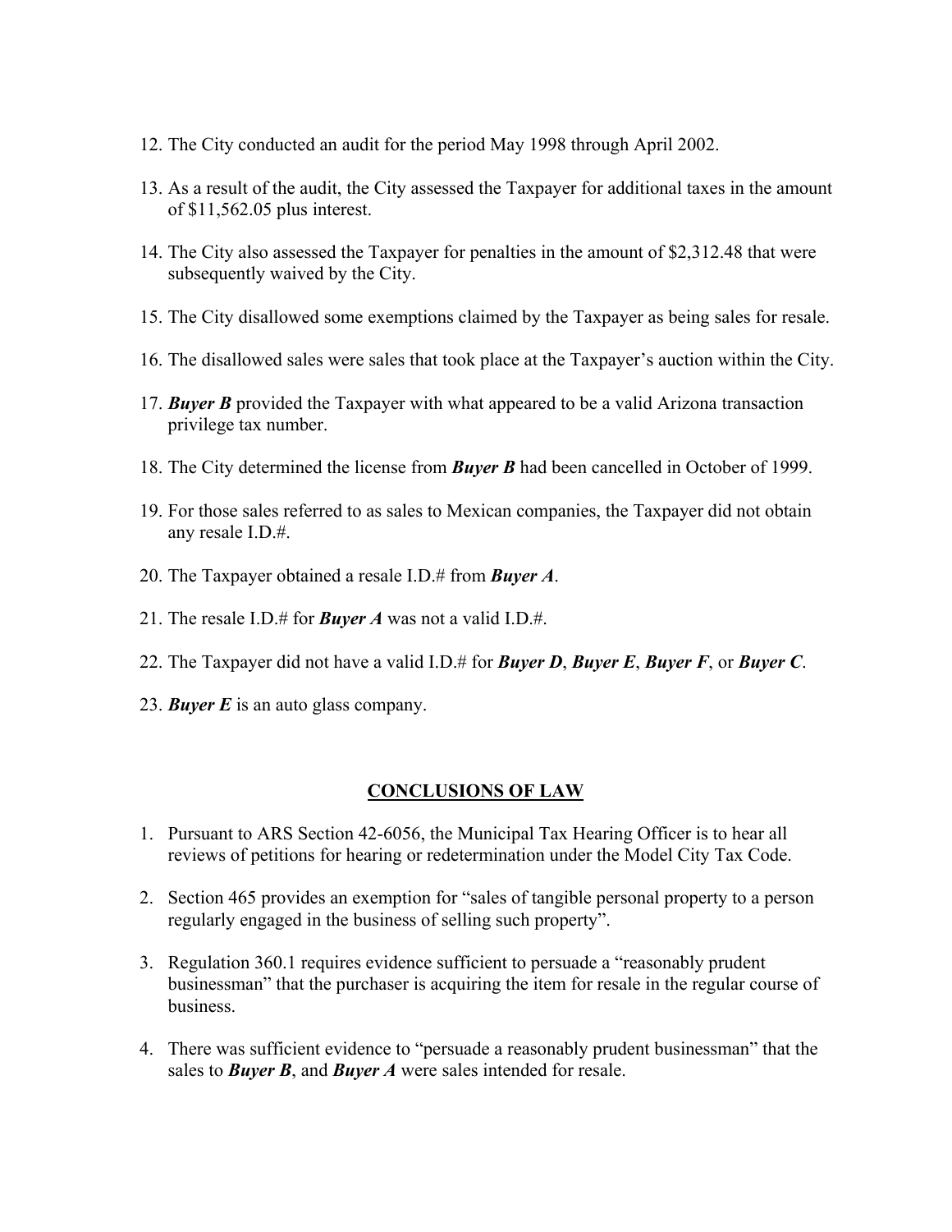12. The City conducted an audit for the period May 1998 through April 2002.

13. As a result of the audit, the City assessed the Taxpayer for additional taxes in the amount of $11,562.05 plus interest.

14. The City also assessed the Taxpayer for penalties in the amount of $2,312.48 that were subsequently waived by the City.

15. The City disallowed some exemptions claimed by the Taxpayer as being sales for resale.

16. The disallowed sales were sales that took place at the Taxpayer's auction within the City.

17. ***Buyer B*** provided the Taxpayer with what appeared to be a valid Arizona transaction privilege tax number.

18. The City determined the license from ***Buyer B*** had been cancelled in October of 1999.

19. For those sales referred to as sales to Mexican companies, the Taxpayer did not obtain any resale I.D.#.

20. The Taxpayer obtained a resale I.D.# from ***Buyer A***.

21. The resale I.D.# for ***Buyer A*** was not a valid I.D.#.

22. The Taxpayer did not have a valid I.D.# for ***Buyer D***, ***Buyer E***, ***Buyer F***, or ***Buyer C***.

23. ***Buyer E*** is an auto glass company.

## CONCLUSIONS OF LAW

1. Pursuant to ARS Section 42-6056, the Municipal Tax Hearing Officer is to hear all reviews of petitions for hearing or redetermination under the Model City Tax Code.

2. Section 465 provides an exemption for "sales of tangible personal property to a person regularly engaged in the business of selling such property".

3. Regulation 360.1 requires evidence sufficient to persuade a "reasonably prudent businessman" that the purchaser is acquiring the item for resale in the regular course of business.

4. There was sufficient evidence to "persuade a reasonably prudent businessman" that the sales to ***Buyer B***, and ***Buyer A*** were sales intended for resale.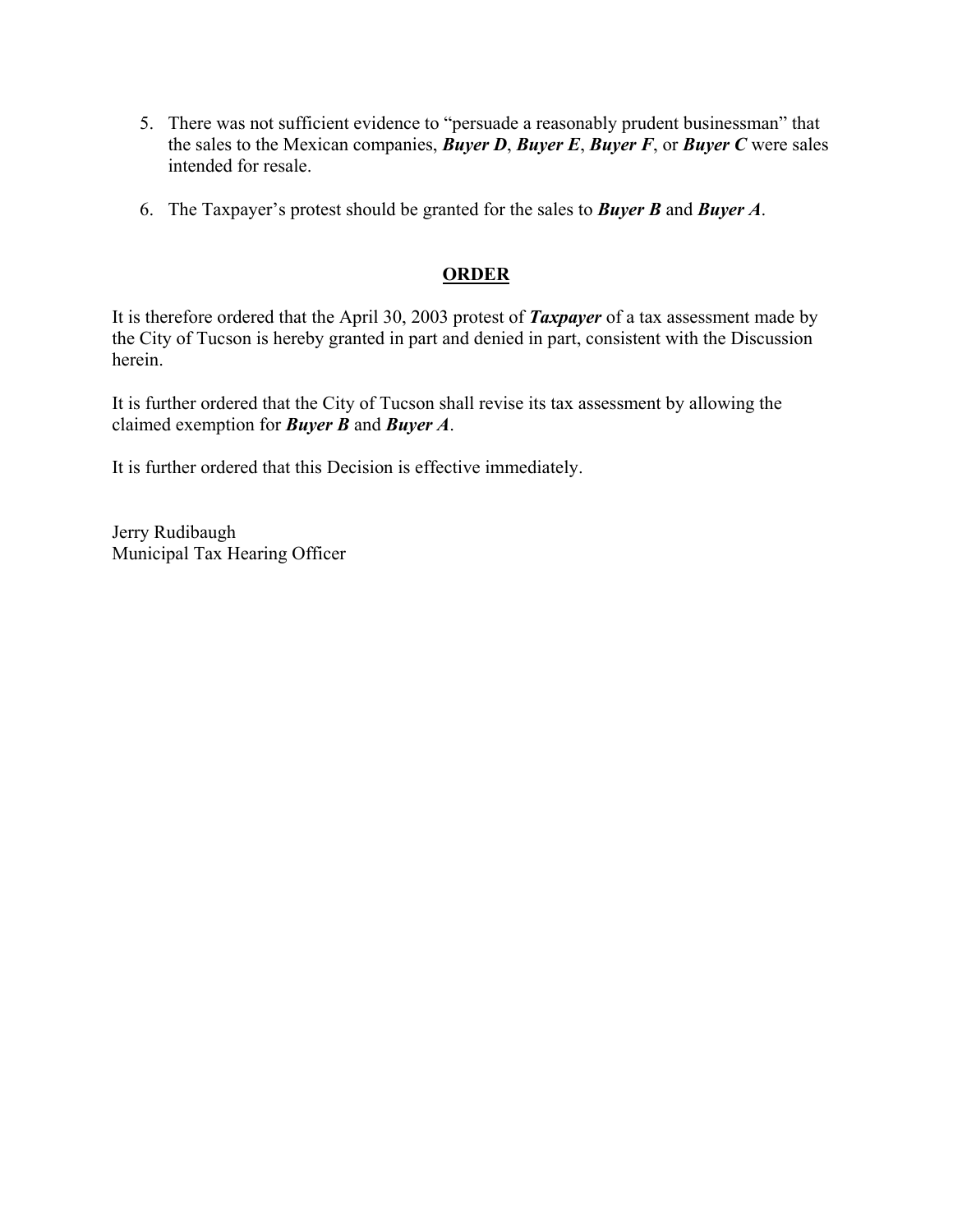5. There was not sufficient evidence to "persuade a reasonably prudent businessman" that the sales to the Mexican companies, ***Buyer D***, ***Buyer E***, ***Buyer F***, or ***Buyer C*** were sales intended for resale.

6. The Taxpayer's protest should be granted for the sales to ***Buyer B*** and ***Buyer A***.

## **ORDER**

It is therefore ordered that the April 30, 2003 protest of ***Taxpayer*** of a tax assessment made by the City of Tucson is hereby granted in part and denied in part, consistent with the Discussion herein.

It is further ordered that the City of Tucson shall revise its tax assessment by allowing the claimed exemption for ***Buyer B*** and ***Buyer A***.

It is further ordered that this Decision is effective immediately.

Jerry Rudibaugh
Municipal Tax Hearing Officer